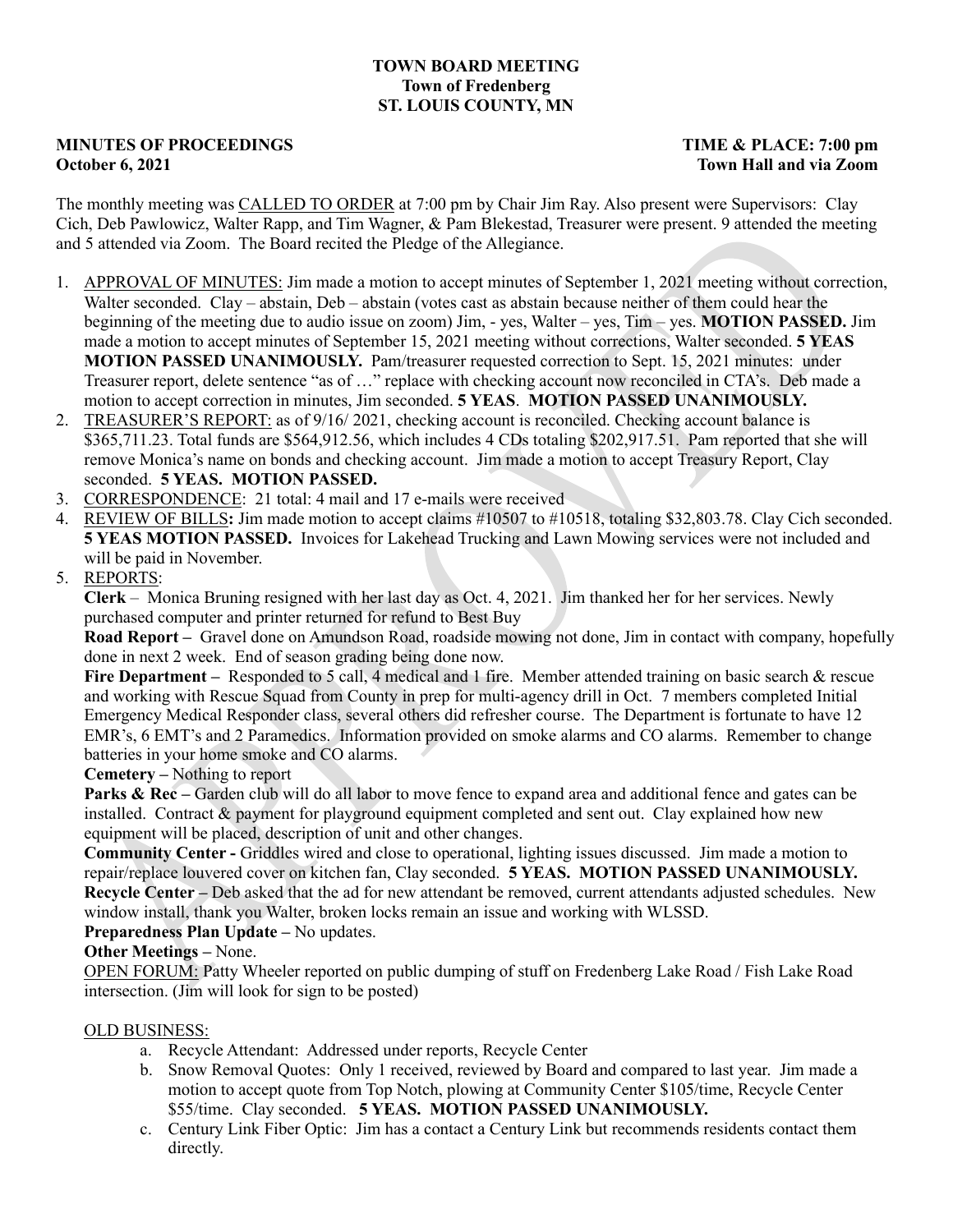**TOWN BOARD MEETING**
**Town of Fredenberg**
**ST. LOUIS COUNTY, MN**

**MINUTES OF PROCEEDINGS** **TIME & PLACE: 7:00 pm**
**October 6, 2021** **Town Hall and via Zoom**

The monthly meeting was CALLED TO ORDER at 7:00 pm by Chair Jim Ray. Also present were Supervisors: Clay Cich, Deb Pawlowicz, Walter Rapp, and Tim Wagner, & Pam Blekestad, Treasurer were present. 9 attended the meeting and 5 attended via Zoom. The Board recited the Pledge of the Allegiance.

1. APPROVAL OF MINUTES: Jim made a motion to accept minutes of September 1, 2021 meeting without correction, Walter seconded. Clay – abstain, Deb – abstain (votes cast as abstain because neither of them could hear the beginning of the meeting due to audio issue on zoom) Jim, - yes, Walter – yes, Tim – yes. **MOTION PASSED.** Jim made a motion to accept minutes of September 15, 2021 meeting without corrections, Walter seconded. **5 YEAS MOTION PASSED UNANIMOUSLY.** Pam/treasurer requested correction to Sept. 15, 2021 minutes: under Treasurer report, delete sentence "as of …" replace with checking account now reconciled in CTA's. Deb made a motion to accept correction in minutes, Jim seconded. **5 YEAS**. **MOTION PASSED UNANIMOUSLY.**
2. TREASURER'S REPORT: as of 9/16/ 2021, checking account is reconciled. Checking account balance is $365,711.23. Total funds are $564,912.56, which includes 4 CDs totaling $202,917.51. Pam reported that she will remove Monica's name on bonds and checking account. Jim made a motion to accept Treasury Report, Clay seconded. **5 YEAS. MOTION PASSED.**
3. CORRESPONDENCE: 21 total: 4 mail and 17 e-mails were received
4. REVIEW OF BILLS**:** Jim made motion to accept claims #10507 to #10518, totaling $32,803.78. Clay Cich seconded. **5 YEAS MOTION PASSED.** Invoices for Lakehead Trucking and Lawn Mowing services were not included and will be paid in November.
5. REPORTS:

**Clerk** – Monica Bruning resigned with her last day as Oct. 4, 2021. Jim thanked her for her services. Newly purchased computer and printer returned for refund to Best Buy

**Road Report –** Gravel done on Amundson Road, roadside mowing not done, Jim in contact with company, hopefully done in next 2 week. End of season grading being done now.

**Fire Department –** Responded to 5 call, 4 medical and 1 fire. Member attended training on basic search & rescue and working with Rescue Squad from County in prep for multi-agency drill in Oct. 7 members completed Initial Emergency Medical Responder class, several others did refresher course. The Department is fortunate to have 12 EMR's, 6 EMT's and 2 Paramedics. Information provided on smoke alarms and CO alarms. Remember to change batteries in your home smoke and CO alarms.

**Cemetery –** Nothing to report

**Parks & Rec –** Garden club will do all labor to move fence to expand area and additional fence and gates can be installed. Contract & payment for playground equipment completed and sent out. Clay explained how new equipment will be placed, description of unit and other changes.

**Community Center -** Griddles wired and close to operational, lighting issues discussed. Jim made a motion to repair/replace louvered cover on kitchen fan, Clay seconded. **5 YEAS. MOTION PASSED UNANIMOUSLY.**

**Recycle Center –** Deb asked that the ad for new attendant be removed, current attendants adjusted schedules. New window install, thank you Walter, broken locks remain an issue and working with WLSSD.

**Preparedness Plan Update –** No updates.

**Other Meetings –** None.

OPEN FORUM: Patty Wheeler reported on public dumping of stuff on Fredenberg Lake Road / Fish Lake Road intersection. (Jim will look for sign to be posted)

OLD BUSINESS:

a. Recycle Attendant: Addressed under reports, Recycle Center
b. Snow Removal Quotes: Only 1 received, reviewed by Board and compared to last year. Jim made a motion to accept quote from Top Notch, plowing at Community Center $105/time, Recycle Center $55/time. Clay seconded. **5 YEAS. MOTION PASSED UNANIMOUSLY.**
c. Century Link Fiber Optic: Jim has a contact a Century Link but recommends residents contact them directly.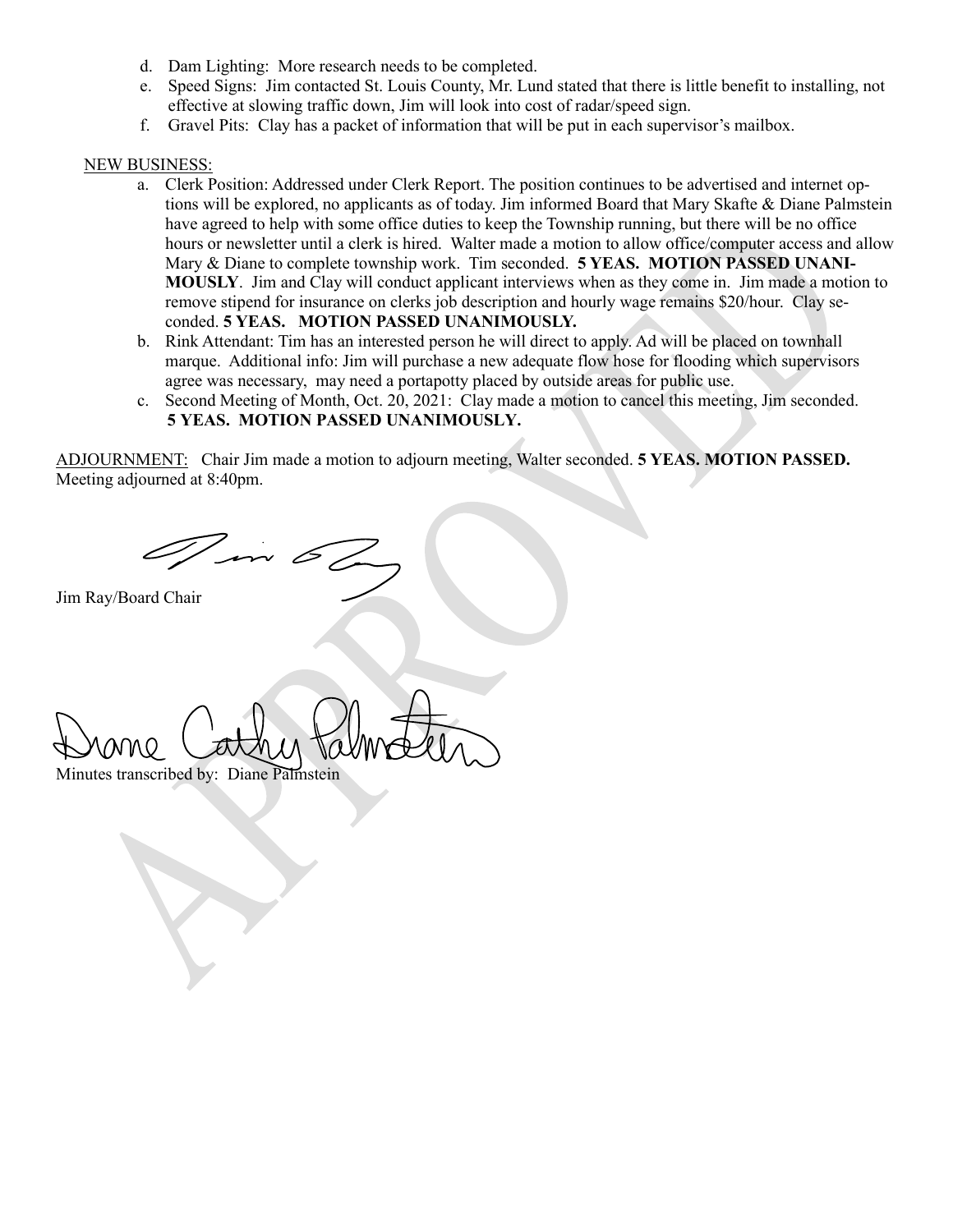d. Dam Lighting: More research needs to be completed.
e. Speed Signs: Jim contacted St. Louis County, Mr. Lund stated that there is little benefit to installing, not effective at slowing traffic down, Jim will look into cost of radar/speed sign.
f. Gravel Pits: Clay has a packet of information that will be put in each supervisor's mailbox.

NEW BUSINESS:

a. Clerk Position: Addressed under Clerk Report. The position continues to be advertised and internet options will be explored, no applicants as of today. Jim informed Board that Mary Skafte & Diane Palmstein have agreed to help with some office duties to keep the Township running, but there will be no office hours or newsletter until a clerk is hired. Walter made a motion to allow office/computer access and allow Mary & Diane to complete township work. Tim seconded. **5 YEAS. MOTION PASSED UNANIMOUSLY**. Jim and Clay will conduct applicant interviews when as they come in. Jim made a motion to remove stipend for insurance on clerks job description and hourly wage remains $20/hour. Clay seconded. **5 YEAS. MOTION PASSED UNANIMOUSLY.**
b. Rink Attendant: Tim has an interested person he will direct to apply. Ad will be placed on townhall marque. Additional info: Jim will purchase a new adequate flow hose for flooding which supervisors agree was necessary, may need a portapotty placed by outside areas for public use.
c. Second Meeting of Month, Oct. 20, 2021: Clay made a motion to cancel this meeting, Jim seconded. **5 YEAS. MOTION PASSED UNANIMOUSLY.**

ADJOURNMENT: Chair Jim made a motion to adjourn meeting, Walter seconded. **5 YEAS. MOTION PASSED.** Meeting adjourned at 8:40pm.

Jim Ray/Board Chair

Minutes transcribed by: Diane Palmstein

APPROVED